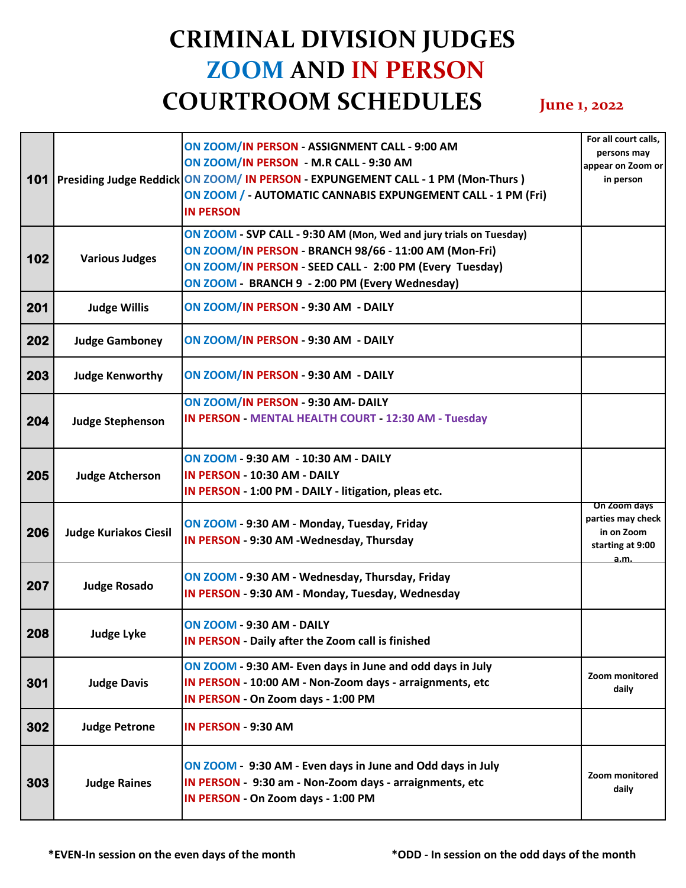# CRIMINAL DIVISION JUDGES ZOOM AND IN PERSON COURTROOM SCHEDULES

**June 1, 2022**

| Room | Judge | Schedule | Notes |
|---|---|---|---|
| **101** | **Presiding Judge Reddick** | **ON ZOOM/IN PERSON - ASSIGNMENT CALL - 9:00 AM**<br>**ON ZOOM/IN PERSON - M.R CALL - 9:30 AM**<br>**ON ZOOM/ IN PERSON - EXPUNGEMENT CALL - 1 PM (Mon-Thurs )**<br>**ON ZOOM / - AUTOMATIC CANNABIS EXPUNGEMENT CALL - 1 PM (Fri)**<br>**IN PERSON** | **For all court calls, persons may appear on Zoom or in person** |
| **102** | **Various Judges** | **ON ZOOM - SVP CALL - 9:30 AM (Mon, Wed and jury trials on Tuesday)**<br>**ON ZOOM/IN PERSON - BRANCH 98/66 - 11:00 AM (Mon-Fri)**<br>**ON ZOOM/IN PERSON - SEED CALL - 2:00 PM (Every Tuesday)**<br>**ON ZOOM - BRANCH 9 - 2:00 PM (Every Wednesday)** | |
| **201** | **Judge Willis** | **ON ZOOM/IN PERSON - 9:30 AM - DAILY** | |
| **202** | **Judge Gamboney** | **ON ZOOM/IN PERSON - 9:30 AM - DAILY** | |
| **203** | **Judge Kenworthy** | **ON ZOOM/IN PERSON - 9:30 AM - DAILY** | |
| **204** | **Judge Stephenson** | **ON ZOOM/IN PERSON - 9:30 AM- DAILY**<br>**IN PERSON - MENTAL HEALTH COURT - 12:30 AM - Tuesday** | |
| **205** | **Judge Atcherson** | **ON ZOOM - 9:30 AM - 10:30 AM - DAILY**<br>**IN PERSON - 10:30 AM - DAILY**<br>**IN PERSON - 1:00 PM - DAILY - litigation, pleas etc.** | |
| **206** | **Judge Kuriakos Ciesil** | **ON ZOOM - 9:30 AM - Monday, Tuesday, Friday**<br>**IN PERSON - 9:30 AM -Wednesday, Thursday** | **On Zoom days parties may check in on Zoom starting at 9:00 a.m.** |
| **207** | **Judge Rosado** | **ON ZOOM - 9:30 AM - Wednesday, Thursday, Friday**<br>**IN PERSON - 9:30 AM - Monday, Tuesday, Wednesday** | |
| **208** | **Judge Lyke** | **ON ZOOM - 9:30 AM - DAILY**<br>**IN PERSON - Daily after the Zoom call is finished** | |
| **301** | **Judge Davis** | **ON ZOOM - 9:30 AM- Even days in June and odd days in July**<br>**IN PERSON - 10:00 AM - Non-Zoom days - arraignments, etc**<br>**IN PERSON - On Zoom days - 1:00 PM** | **Zoom monitored daily** |
| **302** | **Judge Petrone** | **IN PERSON - 9:30 AM** | |
| **303** | **Judge Raines** | **ON ZOOM - 9:30 AM - Even days in June and Odd days in July**<br>**IN PERSON - 9:30 am - Non-Zoom days - arraignments, etc**<br>**IN PERSON - On Zoom days - 1:00 PM** | **Zoom monitored daily** |

**\*EVEN-In session on the even days of the month**

**\*ODD - In session on the odd days of the month**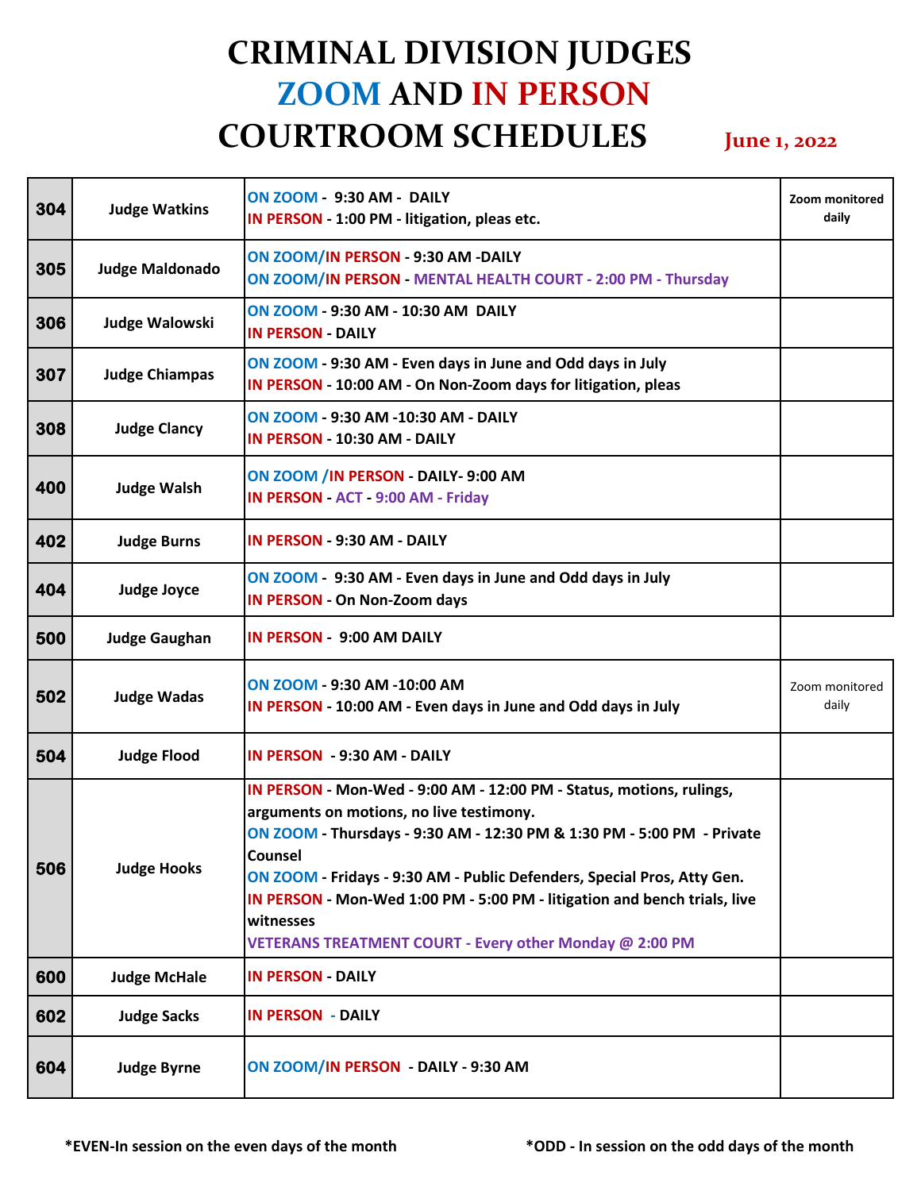# CRIMINAL DIVISION JUDGES ZOOM AND IN PERSON COURTROOM SCHEDULES

**June 1, 2022**

| Room | Judge | Schedule | Notes |
|---|---|---|---|
| **304** | **Judge Watkins** | **ON ZOOM - 9:30 AM - DAILY**<br>**IN PERSON - 1:00 PM - litigation, pleas etc.** | **Zoom monitored daily** |
| **305** | **Judge Maldonado** | **ON ZOOM/IN PERSON - 9:30 AM -DAILY**<br>**ON ZOOM/IN PERSON - MENTAL HEALTH COURT - 2:00 PM - Thursday** | |
| **306** | **Judge Walowski** | **ON ZOOM - 9:30 AM - 10:30 AM DAILY**<br>**IN PERSON - DAILY** | |
| **307** | **Judge Chiampas** | **ON ZOOM - 9:30 AM - Even days in June and Odd days in July**<br>**IN PERSON - 10:00 AM - On Non-Zoom days for litigation, pleas** | |
| **308** | **Judge Clancy** | **ON ZOOM - 9:30 AM -10:30 AM - DAILY**<br>**IN PERSON - 10:30 AM - DAILY** | |
| **400** | **Judge Walsh** | **ON ZOOM /IN PERSON - DAILY- 9:00 AM**<br>**IN PERSON - ACT - 9:00 AM - Friday** | |
| **402** | **Judge Burns** | **IN PERSON - 9:30 AM - DAILY** | |
| **404** | **Judge Joyce** | **ON ZOOM - 9:30 AM - Even days in June and Odd days in July**<br>**IN PERSON - On Non-Zoom days** | |
| **500** | **Judge Gaughan** | **IN PERSON - 9:00 AM DAILY** | |
| **502** | **Judge Wadas** | **ON ZOOM - 9:30 AM -10:00 AM**<br>**IN PERSON - 10:00 AM - Even days in June and Odd days in July** | Zoom monitored daily |
| **504** | **Judge Flood** | **IN PERSON - 9:30 AM - DAILY** | |
| **506** | **Judge Hooks** | **IN PERSON - Mon-Wed - 9:00 AM - 12:00 PM - Status, motions, rulings, arguments on motions, no live testimony.**<br>**ON ZOOM - Thursdays - 9:30 AM - 12:30 PM & 1:30 PM - 5:00 PM - Private Counsel**<br>**ON ZOOM - Fridays - 9:30 AM - Public Defenders, Special Pros, Atty Gen.**<br>**IN PERSON - Mon-Wed 1:00 PM - 5:00 PM - litigation and bench trials, live witnesses**<br>**VETERANS TREATMENT COURT - Every other Monday @ 2:00 PM** | |
| **600** | **Judge McHale** | **IN PERSON - DAILY** | |
| **602** | **Judge Sacks** | **IN PERSON - DAILY** | |
| **604** | **Judge Byrne** | **ON ZOOM/IN PERSON - DAILY - 9:30 AM** | |

**\*EVEN-In session on the even days of the month**

**\*ODD - In session on the odd days of the month**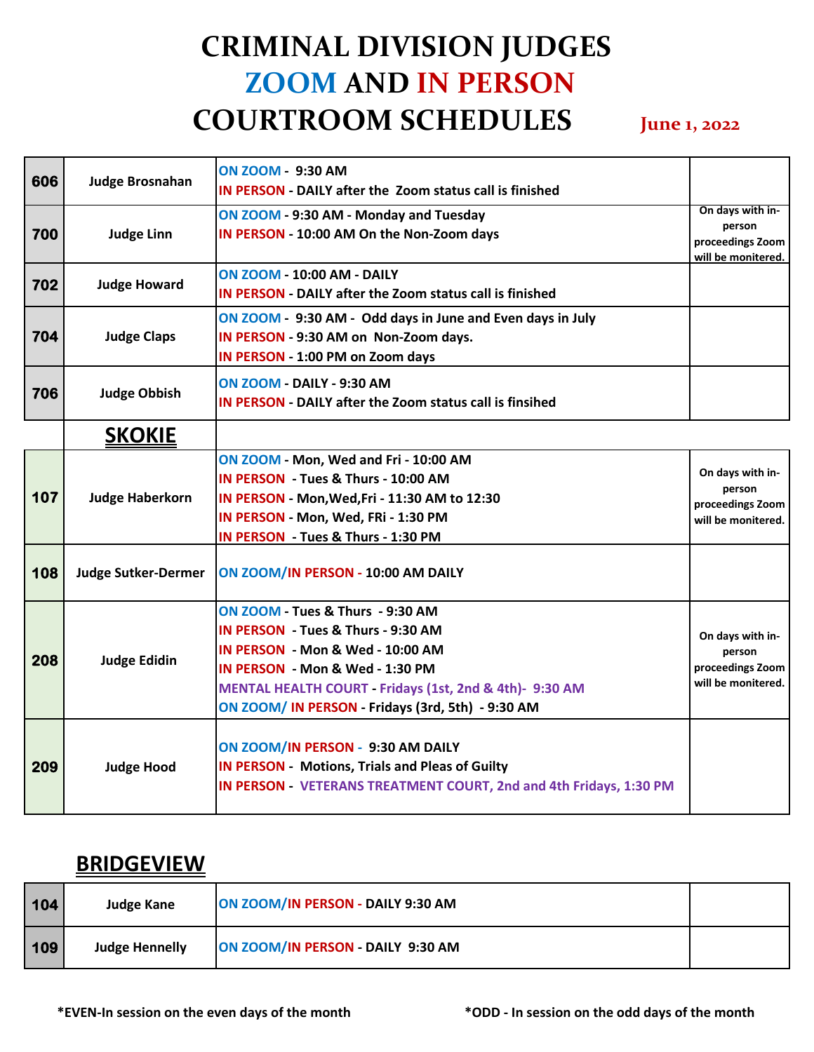# CRIMINAL DIVISION JUDGES ZOOM AND IN PERSON COURTROOM SCHEDULES

**June 1, 2022**

| | | | |
|---|---|---|---|
| **606** | **Judge Brosnahan** | **ON ZOOM - 9:30 AM**<br>**IN PERSON - DAILY after the Zoom status call is finished** | |
| **700** | **Judge Linn** | **ON ZOOM - 9:30 AM - Monday and Tuesday**<br>**IN PERSON - 10:00 AM On the Non-Zoom days** | **On days with in-person proceedings Zoom will be monitered.** |
| **702** | **Judge Howard** | **ON ZOOM - 10:00 AM - DAILY**<br>**IN PERSON - DAILY after the Zoom status call is finished** | |
| **704** | **Judge Claps** | **ON ZOOM - 9:30 AM - Odd days in June and Even days in July**<br>**IN PERSON - 9:30 AM on Non-Zoom days.**<br>**IN PERSON - 1:00 PM on Zoom days** | |
| **706** | **Judge Obbish** | **ON ZOOM - DAILY - 9:30 AM**<br>**IN PERSON - DAILY after the Zoom status call is finsihed** | |
| | **SKOKIE** | | |
| **107** | **Judge Haberkorn** | **ON ZOOM - Mon, Wed and Fri - 10:00 AM**<br>**IN PERSON - Tues & Thurs - 10:00 AM**<br>**IN PERSON - Mon,Wed,Fri - 11:30 AM to 12:30**<br>**IN PERSON - Mon, Wed, FRi - 1:30 PM**<br>**IN PERSON - Tues & Thurs - 1:30 PM** | **On days with in-person proceedings Zoom will be monitered.** |
| **108** | **Judge Sutker-Dermer** | **ON ZOOM/IN PERSON - 10:00 AM DAILY** | |
| **208** | **Judge Edidin** | **ON ZOOM - Tues & Thurs - 9:30 AM**<br>**IN PERSON - Tues & Thurs - 9:30 AM**<br>**IN PERSON - Mon & Wed - 10:00 AM**<br>**IN PERSON - Mon & Wed - 1:30 PM**<br>**MENTAL HEALTH COURT - Fridays (1st, 2nd & 4th)- 9:30 AM**<br>**ON ZOOM/ IN PERSON - Fridays (3rd, 5th) - 9:30 AM** | **On days with in-person proceedings Zoom will be monitered.** |
| **209** | **Judge Hood** | **ON ZOOM/IN PERSON - 9:30 AM DAILY**<br>**IN PERSON - Motions, Trials and Pleas of Guilty**<br>**IN PERSON - VETERANS TREATMENT COURT, 2nd and 4th Fridays, 1:30 PM** | |

## BRIDGEVIEW

| | | | |
|---|---|---|---|
| **104** | **Judge Kane** | **ON ZOOM/IN PERSON - DAILY 9:30 AM** | |
| **109** | **Judge Hennelly** | **ON ZOOM/IN PERSON - DAILY 9:30 AM** | |

**\*EVEN-In session on the even days of the month**

**\*ODD - In session on the odd days of the month**